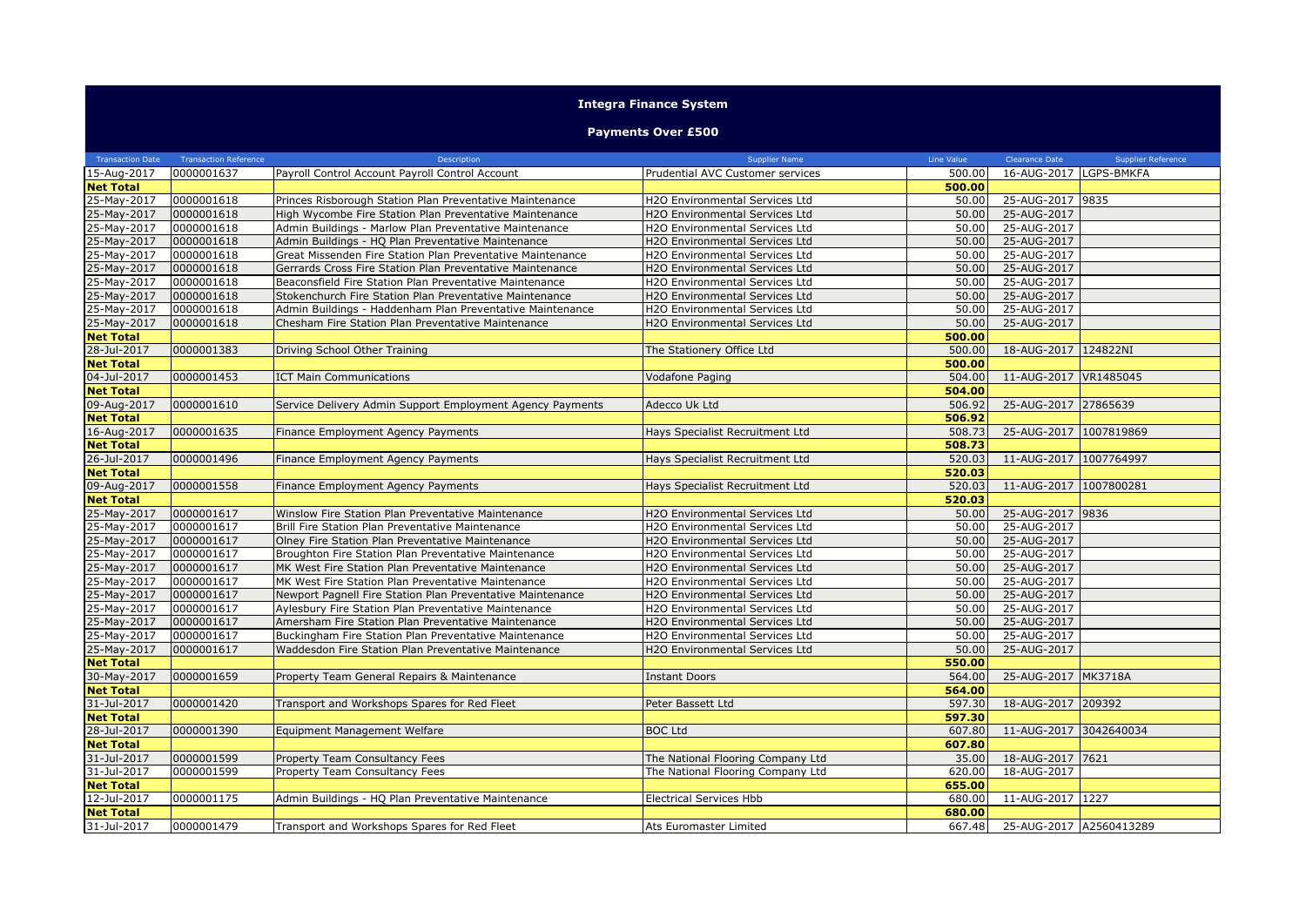# Integra Finance System

## Payments Over £500

| Transaction Date | Transaction Reference | Description | Supplier Name | Line Value | Clearance Date | Supplier Reference |
|---|---|---|---|---|---|---|
| 15-Aug-2017 | 0000001637 | Payroll Control Account Payroll Control Account | Prudential AVC Customer services | 500.00 | 16-AUG-2017 | LGPS-BMKFA |
| **Net Total** | | | | **500.00** | | |
| 25-May-2017 | 0000001618 | Princes Risborough Station Plan Preventative Maintenance | H2O Environmental Services Ltd | 50.00 | 25-AUG-2017 | 9835 |
| 25-May-2017 | 0000001618 | High Wycombe Fire Station Plan Preventative Maintenance | H2O Environmental Services Ltd | 50.00 | 25-AUG-2017 | |
| 25-May-2017 | 0000001618 | Admin Buildings - Marlow Plan Preventative Maintenance | H2O Environmental Services Ltd | 50.00 | 25-AUG-2017 | |
| 25-May-2017 | 0000001618 | Admin Buildings - HQ Plan Preventative Maintenance | H2O Environmental Services Ltd | 50.00 | 25-AUG-2017 | |
| 25-May-2017 | 0000001618 | Great Missenden Fire Station Plan Preventative Maintenance | H2O Environmental Services Ltd | 50.00 | 25-AUG-2017 | |
| 25-May-2017 | 0000001618 | Gerrards Cross Fire Station Plan Preventative Maintenance | H2O Environmental Services Ltd | 50.00 | 25-AUG-2017 | |
| 25-May-2017 | 0000001618 | Beaconsfield Fire Station Plan Preventative Maintenance | H2O Environmental Services Ltd | 50.00 | 25-AUG-2017 | |
| 25-May-2017 | 0000001618 | Stokenchurch Fire Station Plan Preventative Maintenance | H2O Environmental Services Ltd | 50.00 | 25-AUG-2017 | |
| 25-May-2017 | 0000001618 | Admin Buildings - Haddenham Plan Preventative Maintenance | H2O Environmental Services Ltd | 50.00 | 25-AUG-2017 | |
| 25-May-2017 | 0000001618 | Chesham Fire Station Plan Preventative Maintenance | H2O Environmental Services Ltd | 50.00 | 25-AUG-2017 | |
| **Net Total** | | | | **500.00** | | |
| 28-Jul-2017 | 0000001383 | Driving School Other Training | The Stationery Office Ltd | 500.00 | 18-AUG-2017 | 124822NI |
| **Net Total** | | | | **500.00** | | |
| 04-Jul-2017 | 0000001453 | ICT Main Communications | Vodafone Paging | 504.00 | 11-AUG-2017 | VR1485045 |
| **Net Total** | | | | **504.00** | | |
| 09-Aug-2017 | 0000001610 | Service Delivery Admin Support Employment Agency Payments | Adecco Uk Ltd | 506.92 | 25-AUG-2017 | 27865639 |
| **Net Total** | | | | **506.92** | | |
| 16-Aug-2017 | 0000001635 | Finance Employment Agency Payments | Hays Specialist Recruitment Ltd | 508.73 | 25-AUG-2017 | 1007819869 |
| **Net Total** | | | | **508.73** | | |
| 26-Jul-2017 | 0000001496 | Finance Employment Agency Payments | Hays Specialist Recruitment Ltd | 520.03 | 11-AUG-2017 | 1007764997 |
| **Net Total** | | | | **520.03** | | |
| 09-Aug-2017 | 0000001558 | Finance Employment Agency Payments | Hays Specialist Recruitment Ltd | 520.03 | 11-AUG-2017 | 1007800281 |
| **Net Total** | | | | **520.03** | | |
| 25-May-2017 | 0000001617 | Winslow Fire Station Plan Preventative Maintenance | H2O Environmental Services Ltd | 50.00 | 25-AUG-2017 | 9836 |
| 25-May-2017 | 0000001617 | Brill Fire Station Plan Preventative Maintenance | H2O Environmental Services Ltd | 50.00 | 25-AUG-2017 | |
| 25-May-2017 | 0000001617 | Olney Fire Station Plan Preventative Maintenance | H2O Environmental Services Ltd | 50.00 | 25-AUG-2017 | |
| 25-May-2017 | 0000001617 | Broughton Fire Station Plan Preventative Maintenance | H2O Environmental Services Ltd | 50.00 | 25-AUG-2017 | |
| 25-May-2017 | 0000001617 | MK West Fire Station Plan Preventative Maintenance | H2O Environmental Services Ltd | 50.00 | 25-AUG-2017 | |
| 25-May-2017 | 0000001617 | MK West Fire Station Plan Preventative Maintenance | H2O Environmental Services Ltd | 50.00 | 25-AUG-2017 | |
| 25-May-2017 | 0000001617 | Newport Pagnell Fire Station Plan Preventative Maintenance | H2O Environmental Services Ltd | 50.00 | 25-AUG-2017 | |
| 25-May-2017 | 0000001617 | Aylesbury Fire Station Plan Preventative Maintenance | H2O Environmental Services Ltd | 50.00 | 25-AUG-2017 | |
| 25-May-2017 | 0000001617 | Amersham Fire Station Plan Preventative Maintenance | H2O Environmental Services Ltd | 50.00 | 25-AUG-2017 | |
| 25-May-2017 | 0000001617 | Buckingham Fire Station Plan Preventative Maintenance | H2O Environmental Services Ltd | 50.00 | 25-AUG-2017 | |
| 25-May-2017 | 0000001617 | Waddesdon Fire Station Plan Preventative Maintenance | H2O Environmental Services Ltd | 50.00 | 25-AUG-2017 | |
| **Net Total** | | | | **550.00** | | |
| 30-May-2017 | 0000001659 | Property Team General Repairs & Maintenance | Instant Doors | 564.00 | 25-AUG-2017 | MK3718A |
| **Net Total** | | | | **564.00** | | |
| 31-Jul-2017 | 0000001420 | Transport and Workshops Spares for Red Fleet | Peter Bassett Ltd | 597.30 | 18-AUG-2017 | 209392 |
| **Net Total** | | | | **597.30** | | |
| 28-Jul-2017 | 0000001390 | Equipment Management Welfare | BOC Ltd | 607.80 | 11-AUG-2017 | 3042640034 |
| **Net Total** | | | | **607.80** | | |
| 31-Jul-2017 | 0000001599 | Property Team Consultancy Fees | The National Flooring Company Ltd | 35.00 | 18-AUG-2017 | 7621 |
| 31-Jul-2017 | 0000001599 | Property Team Consultancy Fees | The National Flooring Company Ltd | 620.00 | 18-AUG-2017 | |
| **Net Total** | | | | **655.00** | | |
| 12-Jul-2017 | 0000001175 | Admin Buildings - HQ Plan Preventative Maintenance | Electrical Services Hbb | 680.00 | 11-AUG-2017 | 1227 |
| **Net Total** | | | | **680.00** | | |
| 31-Jul-2017 | 0000001479 | Transport and Workshops Spares for Red Fleet | Ats Euromaster Limited | 667.48 | 25-AUG-2017 | A2560413289 |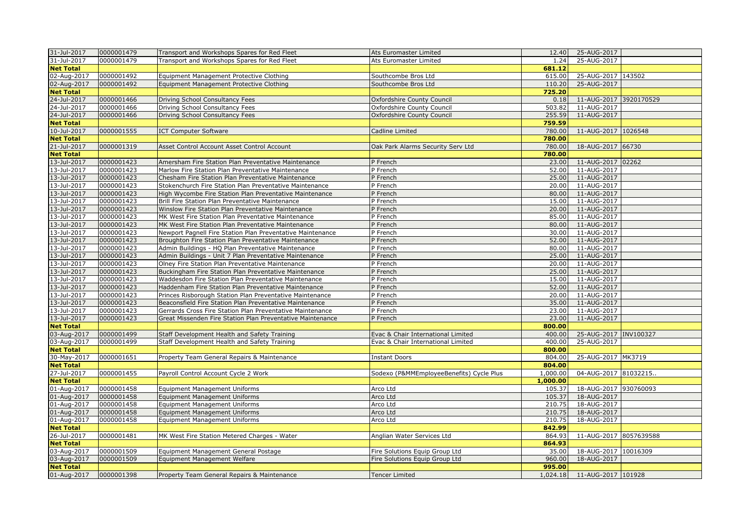| | | | | | | |
|---|---|---|---|---|---|---|
| 31-Jul-2017 | 0000001479 | Transport and Workshops Spares for Red Fleet | Ats Euromaster Limited | 12.40 | 25-AUG-2017 | |
| 31-Jul-2017 | 0000001479 | Transport and Workshops Spares for Red Fleet | Ats Euromaster Limited | 1.24 | 25-AUG-2017 | |
| **Net Total** | | | | **681.12** | | |
| 02-Aug-2017 | 0000001492 | Equipment Management Protective Clothing | Southcombe Bros Ltd | 615.00 | 25-AUG-2017 | 143502 |
| 02-Aug-2017 | 0000001492 | Equipment Management Protective Clothing | Southcombe Bros Ltd | 110.20 | 25-AUG-2017 | |
| **Net Total** | | | | **725.20** | | |
| 24-Jul-2017 | 0000001466 | Driving School Consultancy Fees | Oxfordshire County Council | 0.18 | 11-AUG-2017 | 3920170529 |
| 24-Jul-2017 | 0000001466 | Driving School Consultancy Fees | Oxfordshire County Council | 503.82 | 11-AUG-2017 | |
| 24-Jul-2017 | 0000001466 | Driving School Consultancy Fees | Oxfordshire County Council | 255.59 | 11-AUG-2017 | |
| **Net Total** | | | | **759.59** | | |
| 10-Jul-2017 | 0000001555 | ICT Computer Software | Cadline Limited | 780.00 | 11-AUG-2017 | 1026548 |
| **Net Total** | | | | **780.00** | | |
| 21-Jul-2017 | 0000001319 | Asset Control Account Asset Control Account | Oak Park Alarms Security Serv Ltd | 780.00 | 18-AUG-2017 | 66730 |
| **Net Total** | | | | **780.00** | | |
| 13-Jul-2017 | 0000001423 | Amersham Fire Station Plan Preventative Maintenance | P French | 23.00 | 11-AUG-2017 | 02262 |
| 13-Jul-2017 | 0000001423 | Marlow Fire Station Plan Preventative Maintenance | P French | 52.00 | 11-AUG-2017 | |
| 13-Jul-2017 | 0000001423 | Chesham Fire Station Plan Preventative Maintenance | P French | 25.00 | 11-AUG-2017 | |
| 13-Jul-2017 | 0000001423 | Stokenchurch Fire Station Plan Preventative Maintenance | P French | 20.00 | 11-AUG-2017 | |
| 13-Jul-2017 | 0000001423 | High Wycombe Fire Station Plan Preventative Maintenance | P French | 80.00 | 11-AUG-2017 | |
| 13-Jul-2017 | 0000001423 | Brill Fire Station Plan Preventative Maintenance | P French | 15.00 | 11-AUG-2017 | |
| 13-Jul-2017 | 0000001423 | Winslow Fire Station Plan Preventative Maintenance | P French | 20.00 | 11-AUG-2017 | |
| 13-Jul-2017 | 0000001423 | MK West Fire Station Plan Preventative Maintenance | P French | 85.00 | 11-AUG-2017 | |
| 13-Jul-2017 | 0000001423 | MK West Fire Station Plan Preventative Maintenance | P French | 80.00 | 11-AUG-2017 | |
| 13-Jul-2017 | 0000001423 | Newport Pagnell Fire Station Plan Preventative Maintenance | P French | 30.00 | 11-AUG-2017 | |
| 13-Jul-2017 | 0000001423 | Broughton Fire Station Plan Preventative Maintenance | P French | 52.00 | 11-AUG-2017 | |
| 13-Jul-2017 | 0000001423 | Admin Buildings - HQ Plan Preventative Maintenance | P French | 80.00 | 11-AUG-2017 | |
| 13-Jul-2017 | 0000001423 | Admin Buildings - Unit 7 Plan Preventative Maintenance | P French | 25.00 | 11-AUG-2017 | |
| 13-Jul-2017 | 0000001423 | Olney Fire Station Plan Preventative Maintenance | P French | 20.00 | 11-AUG-2017 | |
| 13-Jul-2017 | 0000001423 | Buckingham Fire Station Plan Preventative Maintenance | P French | 25.00 | 11-AUG-2017 | |
| 13-Jul-2017 | 0000001423 | Waddesdon Fire Station Plan Preventative Maintenance | P French | 15.00 | 11-AUG-2017 | |
| 13-Jul-2017 | 0000001423 | Haddenham Fire Station Plan Preventative Maintenance | P French | 52.00 | 11-AUG-2017 | |
| 13-Jul-2017 | 0000001423 | Princes Risborough Station Plan Preventative Maintenance | P French | 20.00 | 11-AUG-2017 | |
| 13-Jul-2017 | 0000001423 | Beaconsfield Fire Station Plan Preventative Maintenance | P French | 35.00 | 11-AUG-2017 | |
| 13-Jul-2017 | 0000001423 | Gerrards Cross Fire Station Plan Preventative Maintenance | P French | 23.00 | 11-AUG-2017 | |
| 13-Jul-2017 | 0000001423 | Great Missenden Fire Station Plan Preventative Maintenance | P French | 23.00 | 11-AUG-2017 | |
| **Net Total** | | | | **800.00** | | |
| 03-Aug-2017 | 0000001499 | Staff Development Health and Safety Training | Evac & Chair International Limited | 400.00 | 25-AUG-2017 | INV100327 |
| 03-Aug-2017 | 0000001499 | Staff Development Health and Safety Training | Evac & Chair International Limited | 400.00 | 25-AUG-2017 | |
| **Net Total** | | | | **800.00** | | |
| 30-May-2017 | 0000001651 | Property Team General Repairs & Maintenance | Instant Doors | 804.00 | 25-AUG-2017 | MK3719 |
| **Net Total** | | | | **804.00** | | |
| 27-Jul-2017 | 0000001455 | Payroll Control Account Cycle 2 Work | Sodexo (P&MMEmployeeBenefits) Cycle Plus | 1,000.00 | 04-AUG-2017 | 81032215.. |
| **Net Total** | | | | **1,000.00** | | |
| 01-Aug-2017 | 0000001458 | Equipment Management Uniforms | Arco Ltd | 105.37 | 18-AUG-2017 | 930760093 |
| 01-Aug-2017 | 0000001458 | Equipment Management Uniforms | Arco Ltd | 105.37 | 18-AUG-2017 | |
| 01-Aug-2017 | 0000001458 | Equipment Management Uniforms | Arco Ltd | 210.75 | 18-AUG-2017 | |
| 01-Aug-2017 | 0000001458 | Equipment Management Uniforms | Arco Ltd | 210.75 | 18-AUG-2017 | |
| 01-Aug-2017 | 0000001458 | Equipment Management Uniforms | Arco Ltd | 210.75 | 18-AUG-2017 | |
| **Net Total** | | | | **842.99** | | |
| 26-Jul-2017 | 0000001481 | MK West Fire Station Metered Charges - Water | Anglian Water Services Ltd | 864.93 | 11-AUG-2017 | 8057639588 |
| **Net Total** | | | | **864.93** | | |
| 03-Aug-2017 | 0000001509 | Equipment Management General Postage | Fire Solutions Equip Group Ltd | 35.00 | 18-AUG-2017 | 10016309 |
| 03-Aug-2017 | 0000001509 | Equipment Management Welfare | Fire Solutions Equip Group Ltd | 960.00 | 18-AUG-2017 | |
| **Net Total** | | | | **995.00** | | |
| 01-Aug-2017 | 0000001398 | Property Team General Repairs & Maintenance | Tencer Limited | 1,024.18 | 11-AUG-2017 | 101928 |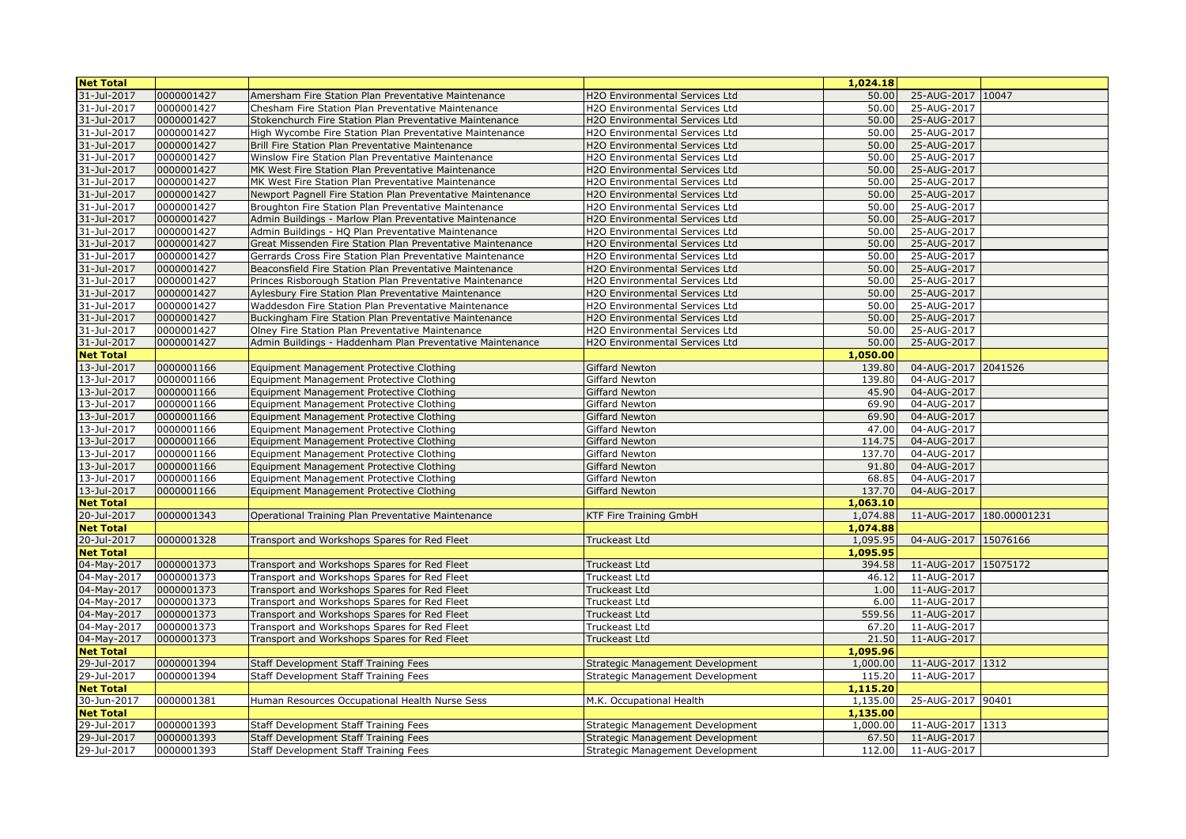| Net Total | | | | 1,024.18 | | |
|---|---|---|---|---|---|---|
| 31-Jul-2017 | 0000001427 | Amersham Fire Station Plan Preventative Maintenance | H2O Environmental Services Ltd | 50.00 | 25-AUG-2017 | 10047 |
| 31-Jul-2017 | 0000001427 | Chesham Fire Station Plan Preventative Maintenance | H2O Environmental Services Ltd | 50.00 | 25-AUG-2017 | |
| 31-Jul-2017 | 0000001427 | Stokenchurch Fire Station Plan Preventative Maintenance | H2O Environmental Services Ltd | 50.00 | 25-AUG-2017 | |
| 31-Jul-2017 | 0000001427 | High Wycombe Fire Station Plan Preventative Maintenance | H2O Environmental Services Ltd | 50.00 | 25-AUG-2017 | |
| 31-Jul-2017 | 0000001427 | Brill Fire Station Plan Preventative Maintenance | H2O Environmental Services Ltd | 50.00 | 25-AUG-2017 | |
| 31-Jul-2017 | 0000001427 | Winslow Fire Station Plan Preventative Maintenance | H2O Environmental Services Ltd | 50.00 | 25-AUG-2017 | |
| 31-Jul-2017 | 0000001427 | MK West Fire Station Plan Preventative Maintenance | H2O Environmental Services Ltd | 50.00 | 25-AUG-2017 | |
| 31-Jul-2017 | 0000001427 | MK West Fire Station Plan Preventative Maintenance | H2O Environmental Services Ltd | 50.00 | 25-AUG-2017 | |
| 31-Jul-2017 | 0000001427 | Newport Pagnell Fire Station Plan Preventative Maintenance | H2O Environmental Services Ltd | 50.00 | 25-AUG-2017 | |
| 31-Jul-2017 | 0000001427 | Broughton Fire Station Plan Preventative Maintenance | H2O Environmental Services Ltd | 50.00 | 25-AUG-2017 | |
| 31-Jul-2017 | 0000001427 | Admin Buildings - Marlow Plan Preventative Maintenance | H2O Environmental Services Ltd | 50.00 | 25-AUG-2017 | |
| 31-Jul-2017 | 0000001427 | Admin Buildings - HQ Plan Preventative Maintenance | H2O Environmental Services Ltd | 50.00 | 25-AUG-2017 | |
| 31-Jul-2017 | 0000001427 | Great Missenden Fire Station Plan Preventative Maintenance | H2O Environmental Services Ltd | 50.00 | 25-AUG-2017 | |
| 31-Jul-2017 | 0000001427 | Gerrards Cross Fire Station Plan Preventative Maintenance | H2O Environmental Services Ltd | 50.00 | 25-AUG-2017 | |
| 31-Jul-2017 | 0000001427 | Beaconsfield Fire Station Plan Preventative Maintenance | H2O Environmental Services Ltd | 50.00 | 25-AUG-2017 | |
| 31-Jul-2017 | 0000001427 | Princes Risborough Station Plan Preventative Maintenance | H2O Environmental Services Ltd | 50.00 | 25-AUG-2017 | |
| 31-Jul-2017 | 0000001427 | Aylesbury Fire Station Plan Preventative Maintenance | H2O Environmental Services Ltd | 50.00 | 25-AUG-2017 | |
| 31-Jul-2017 | 0000001427 | Waddesdon Fire Station Plan Preventative Maintenance | H2O Environmental Services Ltd | 50.00 | 25-AUG-2017 | |
| 31-Jul-2017 | 0000001427 | Buckingham Fire Station Plan Preventative Maintenance | H2O Environmental Services Ltd | 50.00 | 25-AUG-2017 | |
| 31-Jul-2017 | 0000001427 | Olney Fire Station Plan Preventative Maintenance | H2O Environmental Services Ltd | 50.00 | 25-AUG-2017 | |
| 31-Jul-2017 | 0000001427 | Admin Buildings - Haddenham Plan Preventative Maintenance | H2O Environmental Services Ltd | 50.00 | 25-AUG-2017 | |
| Net Total | | | | 1,050.00 | | |
| 13-Jul-2017 | 0000001166 | Equipment Management Protective Clothing | Giffard Newton | 139.80 | 04-AUG-2017 | 2041526 |
| 13-Jul-2017 | 0000001166 | Equipment Management Protective Clothing | Giffard Newton | 139.80 | 04-AUG-2017 | |
| 13-Jul-2017 | 0000001166 | Equipment Management Protective Clothing | Giffard Newton | 45.90 | 04-AUG-2017 | |
| 13-Jul-2017 | 0000001166 | Equipment Management Protective Clothing | Giffard Newton | 69.90 | 04-AUG-2017 | |
| 13-Jul-2017 | 0000001166 | Equipment Management Protective Clothing | Giffard Newton | 69.90 | 04-AUG-2017 | |
| 13-Jul-2017 | 0000001166 | Equipment Management Protective Clothing | Giffard Newton | 47.00 | 04-AUG-2017 | |
| 13-Jul-2017 | 0000001166 | Equipment Management Protective Clothing | Giffard Newton | 114.75 | 04-AUG-2017 | |
| 13-Jul-2017 | 0000001166 | Equipment Management Protective Clothing | Giffard Newton | 137.70 | 04-AUG-2017 | |
| 13-Jul-2017 | 0000001166 | Equipment Management Protective Clothing | Giffard Newton | 91.80 | 04-AUG-2017 | |
| 13-Jul-2017 | 0000001166 | Equipment Management Protective Clothing | Giffard Newton | 68.85 | 04-AUG-2017 | |
| 13-Jul-2017 | 0000001166 | Equipment Management Protective Clothing | Giffard Newton | 137.70 | 04-AUG-2017 | |
| Net Total | | | | 1,063.10 | | |
| 20-Jul-2017 | 0000001343 | Operational Training Plan Preventative Maintenance | KTF Fire Training GmbH | 1,074.88 | 11-AUG-2017 | 180.00001231 |
| Net Total | | | | 1,074.88 | | |
| 20-Jul-2017 | 0000001328 | Transport and Workshops Spares for Red Fleet | Truckeast Ltd | 1,095.95 | 04-AUG-2017 | 15076166 |
| Net Total | | | | 1,095.95 | | |
| 04-May-2017 | 0000001373 | Transport and Workshops Spares for Red Fleet | Truckeast Ltd | 394.58 | 11-AUG-2017 | 15075172 |
| 04-May-2017 | 0000001373 | Transport and Workshops Spares for Red Fleet | Truckeast Ltd | 46.12 | 11-AUG-2017 | |
| 04-May-2017 | 0000001373 | Transport and Workshops Spares for Red Fleet | Truckeast Ltd | 1.00 | 11-AUG-2017 | |
| 04-May-2017 | 0000001373 | Transport and Workshops Spares for Red Fleet | Truckeast Ltd | 6.00 | 11-AUG-2017 | |
| 04-May-2017 | 0000001373 | Transport and Workshops Spares for Red Fleet | Truckeast Ltd | 559.56 | 11-AUG-2017 | |
| 04-May-2017 | 0000001373 | Transport and Workshops Spares for Red Fleet | Truckeast Ltd | 67.20 | 11-AUG-2017 | |
| 04-May-2017 | 0000001373 | Transport and Workshops Spares for Red Fleet | Truckeast Ltd | 21.50 | 11-AUG-2017 | |
| Net Total | | | | 1,095.96 | | |
| 29-Jul-2017 | 0000001394 | Staff Development Staff Training Fees | Strategic Management Development | 1,000.00 | 11-AUG-2017 | 1312 |
| 29-Jul-2017 | 0000001394 | Staff Development Staff Training Fees | Strategic Management Development | 115.20 | 11-AUG-2017 | |
| Net Total | | | | 1,115.20 | | |
| 30-Jun-2017 | 0000001381 | Human Resources Occupational Health Nurse Sess | M.K. Occupational Health | 1,135.00 | 25-AUG-2017 | 90401 |
| Net Total | | | | 1,135.00 | | |
| 29-Jul-2017 | 0000001393 | Staff Development Staff Training Fees | Strategic Management Development | 1,000.00 | 11-AUG-2017 | 1313 |
| 29-Jul-2017 | 0000001393 | Staff Development Staff Training Fees | Strategic Management Development | 67.50 | 11-AUG-2017 | |
| 29-Jul-2017 | 0000001393 | Staff Development Staff Training Fees | Strategic Management Development | 112.00 | 11-AUG-2017 | |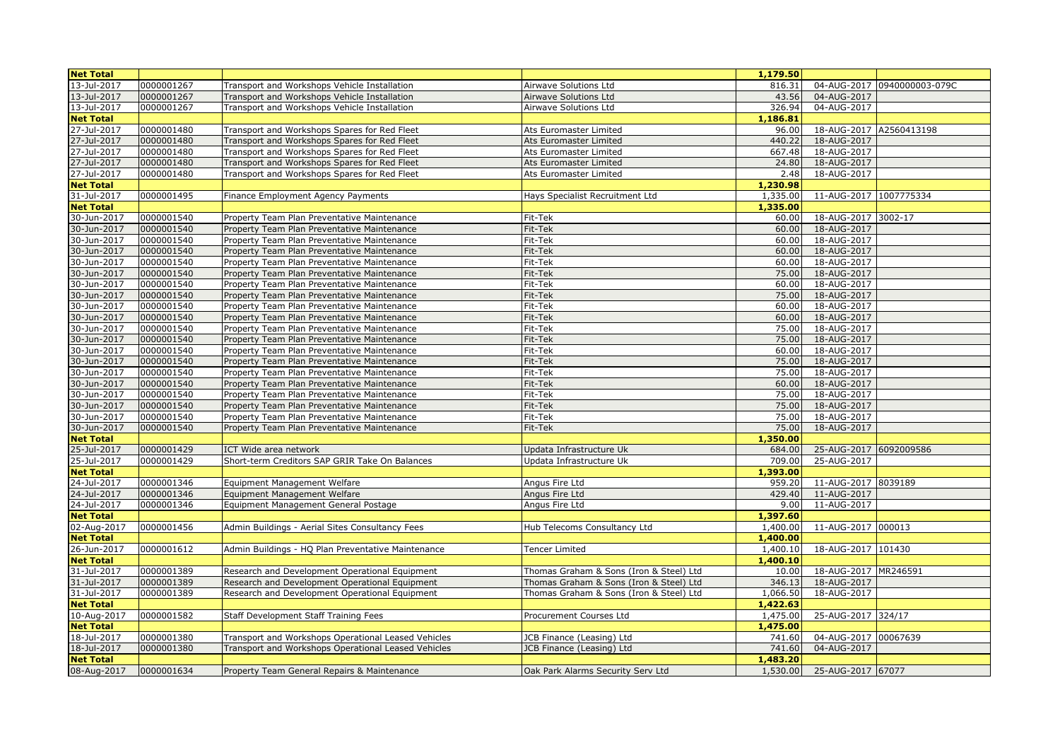| Net Total | | | | 1,179.50 | | |
|---|---|---|---|---|---|---|
| 13-Jul-2017 | 0000001267 | Transport and Workshops Vehicle Installation | Airwave Solutions Ltd | 816.31 | 04-AUG-2017 | 0940000003-079C |
| 13-Jul-2017 | 0000001267 | Transport and Workshops Vehicle Installation | Airwave Solutions Ltd | 43.56 | 04-AUG-2017 | |
| 13-Jul-2017 | 0000001267 | Transport and Workshops Vehicle Installation | Airwave Solutions Ltd | 326.94 | 04-AUG-2017 | |
| **Net Total** | | | | 1,186.81 | | |
| 27-Jul-2017 | 0000001480 | Transport and Workshops Spares for Red Fleet | Ats Euromaster Limited | 96.00 | 18-AUG-2017 | A2560413198 |
| 27-Jul-2017 | 0000001480 | Transport and Workshops Spares for Red Fleet | Ats Euromaster Limited | 440.22 | 18-AUG-2017 | |
| 27-Jul-2017 | 0000001480 | Transport and Workshops Spares for Red Fleet | Ats Euromaster Limited | 667.48 | 18-AUG-2017 | |
| 27-Jul-2017 | 0000001480 | Transport and Workshops Spares for Red Fleet | Ats Euromaster Limited | 24.80 | 18-AUG-2017 | |
| 27-Jul-2017 | 0000001480 | Transport and Workshops Spares for Red Fleet | Ats Euromaster Limited | 2.48 | 18-AUG-2017 | |
| **Net Total** | | | | 1,230.98 | | |
| 31-Jul-2017 | 0000001495 | Finance Employment Agency Payments | Hays Specialist Recruitment Ltd | 1,335.00 | 11-AUG-2017 | 1007775334 |
| **Net Total** | | | | 1,335.00 | | |
| 30-Jun-2017 | 0000001540 | Property Team Plan Preventative Maintenance | Fit-Tek | 60.00 | 18-AUG-2017 | 3002-17 |
| 30-Jun-2017 | 0000001540 | Property Team Plan Preventative Maintenance | Fit-Tek | 60.00 | 18-AUG-2017 | |
| 30-Jun-2017 | 0000001540 | Property Team Plan Preventative Maintenance | Fit-Tek | 60.00 | 18-AUG-2017 | |
| 30-Jun-2017 | 0000001540 | Property Team Plan Preventative Maintenance | Fit-Tek | 60.00 | 18-AUG-2017 | |
| 30-Jun-2017 | 0000001540 | Property Team Plan Preventative Maintenance | Fit-Tek | 60.00 | 18-AUG-2017 | |
| 30-Jun-2017 | 0000001540 | Property Team Plan Preventative Maintenance | Fit-Tek | 75.00 | 18-AUG-2017 | |
| 30-Jun-2017 | 0000001540 | Property Team Plan Preventative Maintenance | Fit-Tek | 60.00 | 18-AUG-2017 | |
| 30-Jun-2017 | 0000001540 | Property Team Plan Preventative Maintenance | Fit-Tek | 75.00 | 18-AUG-2017 | |
| 30-Jun-2017 | 0000001540 | Property Team Plan Preventative Maintenance | Fit-Tek | 60.00 | 18-AUG-2017 | |
| 30-Jun-2017 | 0000001540 | Property Team Plan Preventative Maintenance | Fit-Tek | 60.00 | 18-AUG-2017 | |
| 30-Jun-2017 | 0000001540 | Property Team Plan Preventative Maintenance | Fit-Tek | 75.00 | 18-AUG-2017 | |
| 30-Jun-2017 | 0000001540 | Property Team Plan Preventative Maintenance | Fit-Tek | 75.00 | 18-AUG-2017 | |
| 30-Jun-2017 | 0000001540 | Property Team Plan Preventative Maintenance | Fit-Tek | 60.00 | 18-AUG-2017 | |
| 30-Jun-2017 | 0000001540 | Property Team Plan Preventative Maintenance | Fit-Tek | 75.00 | 18-AUG-2017 | |
| 30-Jun-2017 | 0000001540 | Property Team Plan Preventative Maintenance | Fit-Tek | 75.00 | 18-AUG-2017 | |
| 30-Jun-2017 | 0000001540 | Property Team Plan Preventative Maintenance | Fit-Tek | 60.00 | 18-AUG-2017 | |
| 30-Jun-2017 | 0000001540 | Property Team Plan Preventative Maintenance | Fit-Tek | 75.00 | 18-AUG-2017 | |
| 30-Jun-2017 | 0000001540 | Property Team Plan Preventative Maintenance | Fit-Tek | 75.00 | 18-AUG-2017 | |
| 30-Jun-2017 | 0000001540 | Property Team Plan Preventative Maintenance | Fit-Tek | 75.00 | 18-AUG-2017 | |
| 30-Jun-2017 | 0000001540 | Property Team Plan Preventative Maintenance | Fit-Tek | 75.00 | 18-AUG-2017 | |
| **Net Total** | | | | 1,350.00 | | |
| 25-Jul-2017 | 0000001429 | ICT Wide area network | Updata Infrastructure Uk | 684.00 | 25-AUG-2017 | 6092009586 |
| 25-Jul-2017 | 0000001429 | Short-term Creditors SAP GRIR Take On Balances | Updata Infrastructure Uk | 709.00 | 25-AUG-2017 | |
| **Net Total** | | | | 1,393.00 | | |
| 24-Jul-2017 | 0000001346 | Equipment Management Welfare | Angus Fire Ltd | 959.20 | 11-AUG-2017 | 8039189 |
| 24-Jul-2017 | 0000001346 | Equipment Management Welfare | Angus Fire Ltd | 429.40 | 11-AUG-2017 | |
| 24-Jul-2017 | 0000001346 | Equipment Management General Postage | Angus Fire Ltd | 9.00 | 11-AUG-2017 | |
| **Net Total** | | | | 1,397.60 | | |
| 02-Aug-2017 | 0000001456 | Admin Buildings - Aerial Sites Consultancy Fees | Hub Telecoms Consultancy Ltd | 1,400.00 | 11-AUG-2017 | 000013 |
| **Net Total** | | | | 1,400.00 | | |
| 26-Jun-2017 | 0000001612 | Admin Buildings - HQ Plan Preventative Maintenance | Tencer Limited | 1,400.10 | 18-AUG-2017 | 101430 |
| **Net Total** | | | | 1,400.10 | | |
| 31-Jul-2017 | 0000001389 | Research and Development Operational Equipment | Thomas Graham & Sons (Iron & Steel) Ltd | 10.00 | 18-AUG-2017 | MR246591 |
| 31-Jul-2017 | 0000001389 | Research and Development Operational Equipment | Thomas Graham & Sons (Iron & Steel) Ltd | 346.13 | 18-AUG-2017 | |
| 31-Jul-2017 | 0000001389 | Research and Development Operational Equipment | Thomas Graham & Sons (Iron & Steel) Ltd | 1,066.50 | 18-AUG-2017 | |
| **Net Total** | | | | 1,422.63 | | |
| 10-Aug-2017 | 0000001582 | Staff Development Staff Training Fees | Procurement Courses Ltd | 1,475.00 | 25-AUG-2017 | 324/17 |
| **Net Total** | | | | 1,475.00 | | |
| 18-Jul-2017 | 0000001380 | Transport and Workshops Operational Leased Vehicles | JCB Finance (Leasing) Ltd | 741.60 | 04-AUG-2017 | 00067639 |
| 18-Jul-2017 | 0000001380 | Transport and Workshops Operational Leased Vehicles | JCB Finance (Leasing) Ltd | 741.60 | 04-AUG-2017 | |
| **Net Total** | | | | 1,483.20 | | |
| 08-Aug-2017 | 0000001634 | Property Team General Repairs & Maintenance | Oak Park Alarms Security Serv Ltd | 1,530.00 | 25-AUG-2017 | 67077 |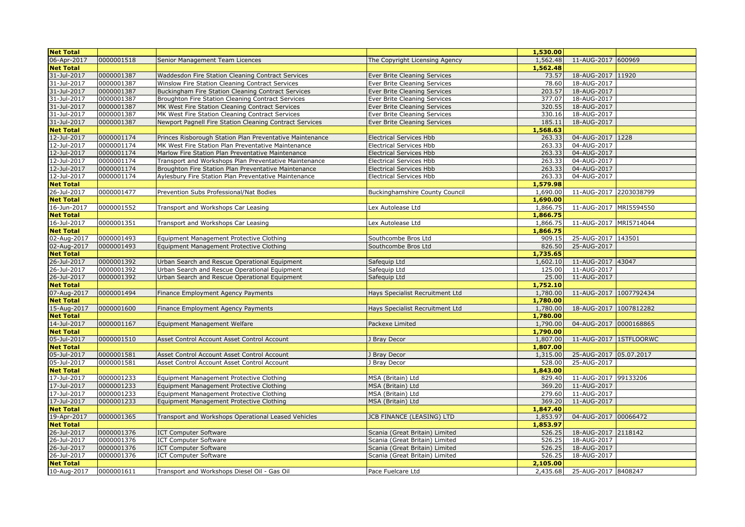| Net Total | | | | 1,530.00 | | |
|---|---|---|---|---|---|---|
| 06-Apr-2017 | 0000001518 | Senior Management Team Licences | The Copyright Licensing Agency | 1,562.48 | 11-AUG-2017 | 600969 |
| Net Total | | | | 1,562.48 | | |
| 31-Jul-2017 | 0000001387 | Waddesdon Fire Station Cleaning Contract Services | Ever Brite Cleaning Services | 73.57 | 18-AUG-2017 | 11920 |
| 31-Jul-2017 | 0000001387 | Winslow Fire Station Cleaning Contract Services | Ever Brite Cleaning Services | 78.60 | 18-AUG-2017 | |
| 31-Jul-2017 | 0000001387 | Buckingham Fire Station Cleaning Contract Services | Ever Brite Cleaning Services | 203.57 | 18-AUG-2017 | |
| 31-Jul-2017 | 0000001387 | Broughton Fire Station Cleaning Contract Services | Ever Brite Cleaning Services | 377.07 | 18-AUG-2017 | |
| 31-Jul-2017 | 0000001387 | MK West Fire Station Cleaning Contract Services | Ever Brite Cleaning Services | 320.55 | 18-AUG-2017 | |
| 31-Jul-2017 | 0000001387 | MK West Fire Station Cleaning Contract Services | Ever Brite Cleaning Services | 330.16 | 18-AUG-2017 | |
| 31-Jul-2017 | 0000001387 | Newport Pagnell Fire Station Cleaning Contract Services | Ever Brite Cleaning Services | 185.11 | 18-AUG-2017 | |
| Net Total | | | | 1,568.63 | | |
| 12-Jul-2017 | 0000001174 | Princes Risborough Station Plan Preventative Maintenance | Electrical Services Hbb | 263.33 | 04-AUG-2017 | 1228 |
| 12-Jul-2017 | 0000001174 | MK West Fire Station Plan Preventative Maintenance | Electrical Services Hbb | 263.33 | 04-AUG-2017 | |
| 12-Jul-2017 | 0000001174 | Marlow Fire Station Plan Preventative Maintenance | Electrical Services Hbb | 263.33 | 04-AUG-2017 | |
| 12-Jul-2017 | 0000001174 | Transport and Workshops Plan Preventative Maintenance | Electrical Services Hbb | 263.33 | 04-AUG-2017 | |
| 12-Jul-2017 | 0000001174 | Broughton Fire Station Plan Preventative Maintenance | Electrical Services Hbb | 263.33 | 04-AUG-2017 | |
| 12-Jul-2017 | 0000001174 | Aylesbury Fire Station Plan Preventative Maintenance | Electrical Services Hbb | 263.33 | 04-AUG-2017 | |
| Net Total | | | | 1,579.98 | | |
| 26-Jul-2017 | 0000001477 | Prevention Subs Professional/Nat Bodies | Buckinghamshire County Council | 1,690.00 | 11-AUG-2017 | 2203038799 |
| Net Total | | | | 1,690.00 | | |
| 16-Jun-2017 | 0000001552 | Transport and Workshops Car Leasing | Lex Autolease Ltd | 1,866.75 | 11-AUG-2017 | MRI5594550 |
| Net Total | | | | 1,866.75 | | |
| 16-Jul-2017 | 0000001351 | Transport and Workshops Car Leasing | Lex Autolease Ltd | 1,866.75 | 11-AUG-2017 | MRI5714044 |
| Net Total | | | | 1,866.75 | | |
| 02-Aug-2017 | 0000001493 | Equipment Management Protective Clothing | Southcombe Bros Ltd | 909.15 | 25-AUG-2017 | 143501 |
| 02-Aug-2017 | 0000001493 | Equipment Management Protective Clothing | Southcombe Bros Ltd | 826.50 | 25-AUG-2017 | |
| Net Total | | | | 1,735.65 | | |
| 26-Jul-2017 | 0000001392 | Urban Search and Rescue Operational Equipment | Safequip Ltd | 1,602.10 | 11-AUG-2017 | 43047 |
| 26-Jul-2017 | 0000001392 | Urban Search and Rescue Operational Equipment | Safequip Ltd | 125.00 | 11-AUG-2017 | |
| 26-Jul-2017 | 0000001392 | Urban Search and Rescue Operational Equipment | Safequip Ltd | 25.00 | 11-AUG-2017 | |
| Net Total | | | | 1,752.10 | | |
| 07-Aug-2017 | 0000001494 | Finance Employment Agency Payments | Hays Specialist Recruitment Ltd | 1,780.00 | 11-AUG-2017 | 1007792434 |
| Net Total | | | | 1,780.00 | | |
| 15-Aug-2017 | 0000001600 | Finance Employment Agency Payments | Hays Specialist Recruitment Ltd | 1,780.00 | 18-AUG-2017 | 1007812282 |
| Net Total | | | | 1,780.00 | | |
| 14-Jul-2017 | 0000001167 | Equipment Management Welfare | Packexe Limited | 1,790.00 | 04-AUG-2017 | 0000168865 |
| Net Total | | | | 1,790.00 | | |
| 05-Jul-2017 | 0000001510 | Asset Control Account Asset Control Account | J Bray Decor | 1,807.00 | 11-AUG-2017 | 1STFLOORWC |
| Net Total | | | | 1,807.00 | | |
| 05-Jul-2017 | 0000001581 | Asset Control Account Asset Control Account | J Bray Decor | 1,315.00 | 25-AUG-2017 | 05.07.2017 |
| 05-Jul-2017 | 0000001581 | Asset Control Account Asset Control Account | J Bray Decor | 528.00 | 25-AUG-2017 | |
| Net Total | | | | 1,843.00 | | |
| 17-Jul-2017 | 0000001233 | Equipment Management Protective Clothing | MSA (Britain) Ltd | 829.40 | 11-AUG-2017 | 99133206 |
| 17-Jul-2017 | 0000001233 | Equipment Management Protective Clothing | MSA (Britain) Ltd | 369.20 | 11-AUG-2017 | |
| 17-Jul-2017 | 0000001233 | Equipment Management Protective Clothing | MSA (Britain) Ltd | 279.60 | 11-AUG-2017 | |
| 17-Jul-2017 | 0000001233 | Equipment Management Protective Clothing | MSA (Britain) Ltd | 369.20 | 11-AUG-2017 | |
| Net Total | | | | 1,847.40 | | |
| 19-Apr-2017 | 0000001365 | Transport and Workshops Operational Leased Vehicles | JCB FINANCE (LEASING) LTD | 1,853.97 | 04-AUG-2017 | 00066472 |
| Net Total | | | | 1,853.97 | | |
| 26-Jul-2017 | 0000001376 | ICT Computer Software | Scania (Great Britain) Limited | 526.25 | 18-AUG-2017 | 2118142 |
| 26-Jul-2017 | 0000001376 | ICT Computer Software | Scania (Great Britain) Limited | 526.25 | 18-AUG-2017 | |
| 26-Jul-2017 | 0000001376 | ICT Computer Software | Scania (Great Britain) Limited | 526.25 | 18-AUG-2017 | |
| 26-Jul-2017 | 0000001376 | ICT Computer Software | Scania (Great Britain) Limited | 526.25 | 18-AUG-2017 | |
| Net Total | | | | 2,105.00 | | |
| 10-Aug-2017 | 0000001611 | Transport and Workshops Diesel Oil - Gas Oil | Pace Fuelcare Ltd | 2,435.68 | 25-AUG-2017 | 8408247 |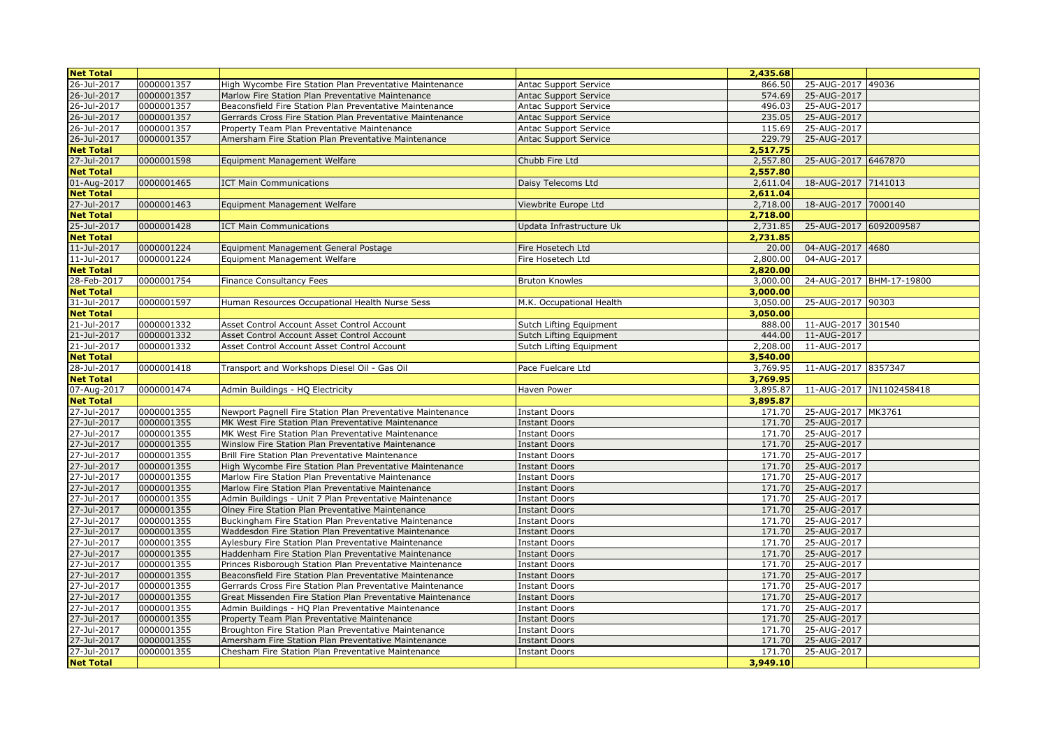| Net Total | | | | 2,435.68 | | |
|---|---|---|---|---|---|---|
| 26-Jul-2017 | 0000001357 | High Wycombe Fire Station Plan Preventative Maintenance | Antac Support Service | 866.50 | 25-AUG-2017 | 49036 |
| 26-Jul-2017 | 0000001357 | Marlow Fire Station Plan Preventative Maintenance | Antac Support Service | 574.69 | 25-AUG-2017 | |
| 26-Jul-2017 | 0000001357 | Beaconsfield Fire Station Plan Preventative Maintenance | Antac Support Service | 496.03 | 25-AUG-2017 | |
| 26-Jul-2017 | 0000001357 | Gerrards Cross Fire Station Plan Preventative Maintenance | Antac Support Service | 235.05 | 25-AUG-2017 | |
| 26-Jul-2017 | 0000001357 | Property Team Plan Preventative Maintenance | Antac Support Service | 115.69 | 25-AUG-2017 | |
| 26-Jul-2017 | 0000001357 | Amersham Fire Station Plan Preventative Maintenance | Antac Support Service | 229.79 | 25-AUG-2017 | |
| Net Total | | | | 2,517.75 | | |
| 27-Jul-2017 | 0000001598 | Equipment Management Welfare | Chubb Fire Ltd | 2,557.80 | 25-AUG-2017 | 6467870 |
| Net Total | | | | 2,557.80 | | |
| 01-Aug-2017 | 0000001465 | ICT Main Communications | Daisy Telecoms Ltd | 2,611.04 | 18-AUG-2017 | 7141013 |
| Net Total | | | | 2,611.04 | | |
| 27-Jul-2017 | 0000001463 | Equipment Management Welfare | Viewbrite Europe Ltd | 2,718.00 | 18-AUG-2017 | 7000140 |
| Net Total | | | | 2,718.00 | | |
| 25-Jul-2017 | 0000001428 | ICT Main Communications | Updata Infrastructure Uk | 2,731.85 | 25-AUG-2017 | 6092009587 |
| Net Total | | | | 2,731.85 | | |
| 11-Jul-2017 | 0000001224 | Equipment Management General Postage | Fire Hosetech Ltd | 20.00 | 04-AUG-2017 | 4680 |
| 11-Jul-2017 | 0000001224 | Equipment Management Welfare | Fire Hosetech Ltd | 2,800.00 | 04-AUG-2017 | |
| Net Total | | | | 2,820.00 | | |
| 28-Feb-2017 | 0000001754 | Finance Consultancy Fees | Bruton Knowles | 3,000.00 | 24-AUG-2017 | BHM-17-19800 |
| Net Total | | | | 3,000.00 | | |
| 31-Jul-2017 | 0000001597 | Human Resources Occupational Health Nurse Sess | M.K. Occupational Health | 3,050.00 | 25-AUG-2017 | 90303 |
| Net Total | | | | 3,050.00 | | |
| 21-Jul-2017 | 0000001332 | Asset Control Account Asset Control Account | Sutch Lifting Equipment | 888.00 | 11-AUG-2017 | 301540 |
| 21-Jul-2017 | 0000001332 | Asset Control Account Asset Control Account | Sutch Lifting Equipment | 444.00 | 11-AUG-2017 | |
| 21-Jul-2017 | 0000001332 | Asset Control Account Asset Control Account | Sutch Lifting Equipment | 2,208.00 | 11-AUG-2017 | |
| Net Total | | | | 3,540.00 | | |
| 28-Jul-2017 | 0000001418 | Transport and Workshops Diesel Oil - Gas Oil | Pace Fuelcare Ltd | 3,769.95 | 11-AUG-2017 | 8357347 |
| Net Total | | | | 3,769.95 | | |
| 07-Aug-2017 | 0000001474 | Admin Buildings - HQ Electricity | Haven Power | 3,895.87 | 11-AUG-2017 | IN1102458418 |
| Net Total | | | | 3,895.87 | | |
| 27-Jul-2017 | 0000001355 | Newport Pagnell Fire Station Plan Preventative Maintenance | Instant Doors | 171.70 | 25-AUG-2017 | MK3761 |
| 27-Jul-2017 | 0000001355 | MK West Fire Station Plan Preventative Maintenance | Instant Doors | 171.70 | 25-AUG-2017 | |
| 27-Jul-2017 | 0000001355 | MK West Fire Station Plan Preventative Maintenance | Instant Doors | 171.70 | 25-AUG-2017 | |
| 27-Jul-2017 | 0000001355 | Winslow Fire Station Plan Preventative Maintenance | Instant Doors | 171.70 | 25-AUG-2017 | |
| 27-Jul-2017 | 0000001355 | Brill Fire Station Plan Preventative Maintenance | Instant Doors | 171.70 | 25-AUG-2017 | |
| 27-Jul-2017 | 0000001355 | High Wycombe Fire Station Plan Preventative Maintenance | Instant Doors | 171.70 | 25-AUG-2017 | |
| 27-Jul-2017 | 0000001355 | Marlow Fire Station Plan Preventative Maintenance | Instant Doors | 171.70 | 25-AUG-2017 | |
| 27-Jul-2017 | 0000001355 | Marlow Fire Station Plan Preventative Maintenance | Instant Doors | 171.70 | 25-AUG-2017 | |
| 27-Jul-2017 | 0000001355 | Admin Buildings - Unit 7 Plan Preventative Maintenance | Instant Doors | 171.70 | 25-AUG-2017 | |
| 27-Jul-2017 | 0000001355 | Olney Fire Station Plan Preventative Maintenance | Instant Doors | 171.70 | 25-AUG-2017 | |
| 27-Jul-2017 | 0000001355 | Buckingham Fire Station Plan Preventative Maintenance | Instant Doors | 171.70 | 25-AUG-2017 | |
| 27-Jul-2017 | 0000001355 | Waddesdon Fire Station Plan Preventative Maintenance | Instant Doors | 171.70 | 25-AUG-2017 | |
| 27-Jul-2017 | 0000001355 | Aylesbury Fire Station Plan Preventative Maintenance | Instant Doors | 171.70 | 25-AUG-2017 | |
| 27-Jul-2017 | 0000001355 | Haddenham Fire Station Plan Preventative Maintenance | Instant Doors | 171.70 | 25-AUG-2017 | |
| 27-Jul-2017 | 0000001355 | Princes Risborough Station Plan Preventative Maintenance | Instant Doors | 171.70 | 25-AUG-2017 | |
| 27-Jul-2017 | 0000001355 | Beaconsfield Fire Station Plan Preventative Maintenance | Instant Doors | 171.70 | 25-AUG-2017 | |
| 27-Jul-2017 | 0000001355 | Gerrards Cross Fire Station Plan Preventative Maintenance | Instant Doors | 171.70 | 25-AUG-2017 | |
| 27-Jul-2017 | 0000001355 | Great Missenden Fire Station Plan Preventative Maintenance | Instant Doors | 171.70 | 25-AUG-2017 | |
| 27-Jul-2017 | 0000001355 | Admin Buildings - HQ Plan Preventative Maintenance | Instant Doors | 171.70 | 25-AUG-2017 | |
| 27-Jul-2017 | 0000001355 | Property Team Plan Preventative Maintenance | Instant Doors | 171.70 | 25-AUG-2017 | |
| 27-Jul-2017 | 0000001355 | Broughton Fire Station Plan Preventative Maintenance | Instant Doors | 171.70 | 25-AUG-2017 | |
| 27-Jul-2017 | 0000001355 | Amersham Fire Station Plan Preventative Maintenance | Instant Doors | 171.70 | 25-AUG-2017 | |
| 27-Jul-2017 | 0000001355 | Chesham Fire Station Plan Preventative Maintenance | Instant Doors | 171.70 | 25-AUG-2017 | |
| Net Total | | | | 3,949.10 | | |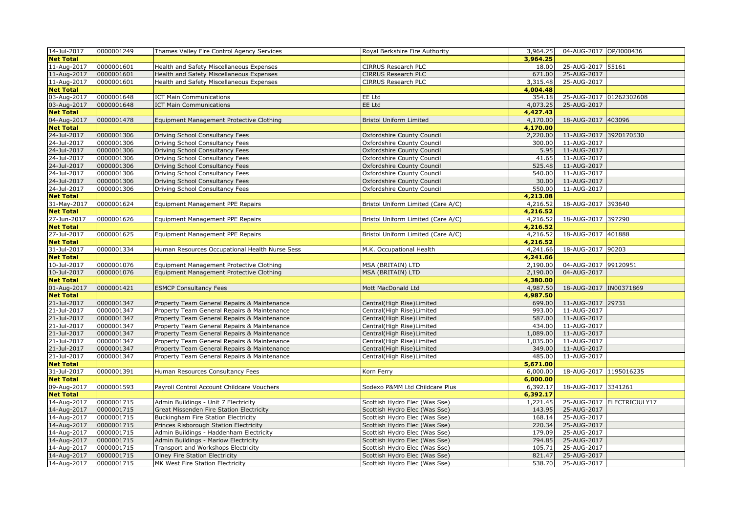| | | | | | | |
|---|---|---|---|---|---|---|
| 14-Jul-2017 | 0000001249 | Thames Valley Fire Control Agency Services | Royal Berkshire Fire Authority | 3,964.25 | 04-AUG-2017 | OP/I000436 |
| **Net Total** | | | | **3,964.25** | | |
| 11-Aug-2017 | 0000001601 | Health and Safety Miscellaneous Expenses | CIRRUS Research PLC | 18.00 | 25-AUG-2017 | 55161 |
| 11-Aug-2017 | 0000001601 | Health and Safety Miscellaneous Expenses | CIRRUS Research PLC | 671.00 | 25-AUG-2017 | |
| 11-Aug-2017 | 0000001601 | Health and Safety Miscellaneous Expenses | CIRRUS Research PLC | 3,315.48 | 25-AUG-2017 | |
| **Net Total** | | | | **4,004.48** | | |
| 03-Aug-2017 | 0000001648 | ICT Main Communications | EE Ltd | 354.18 | 25-AUG-2017 | 01262302608 |
| 03-Aug-2017 | 0000001648 | ICT Main Communications | EE Ltd | 4,073.25 | 25-AUG-2017 | |
| **Net Total** | | | | **4,427.43** | | |
| 04-Aug-2017 | 0000001478 | Equipment Management Protective Clothing | Bristol Uniform Limited | 4,170.00 | 18-AUG-2017 | 403096 |
| **Net Total** | | | | **4,170.00** | | |
| 24-Jul-2017 | 0000001306 | Driving School Consultancy Fees | Oxfordshire County Council | 2,220.00 | 11-AUG-2017 | 3920170530 |
| 24-Jul-2017 | 0000001306 | Driving School Consultancy Fees | Oxfordshire County Council | 300.00 | 11-AUG-2017 | |
| 24-Jul-2017 | 0000001306 | Driving School Consultancy Fees | Oxfordshire County Council | 5.95 | 11-AUG-2017 | |
| 24-Jul-2017 | 0000001306 | Driving School Consultancy Fees | Oxfordshire County Council | 41.65 | 11-AUG-2017 | |
| 24-Jul-2017 | 0000001306 | Driving School Consultancy Fees | Oxfordshire County Council | 525.48 | 11-AUG-2017 | |
| 24-Jul-2017 | 0000001306 | Driving School Consultancy Fees | Oxfordshire County Council | 540.00 | 11-AUG-2017 | |
| 24-Jul-2017 | 0000001306 | Driving School Consultancy Fees | Oxfordshire County Council | 30.00 | 11-AUG-2017 | |
| 24-Jul-2017 | 0000001306 | Driving School Consultancy Fees | Oxfordshire County Council | 550.00 | 11-AUG-2017 | |
| **Net Total** | | | | **4,213.08** | | |
| 31-May-2017 | 0000001624 | Equipment Management PPE Repairs | Bristol Uniform Limited (Care A/C) | 4,216.52 | 18-AUG-2017 | 393640 |
| **Net Total** | | | | **4,216.52** | | |
| 27-Jun-2017 | 0000001626 | Equipment Management PPE Repairs | Bristol Uniform Limited (Care A/C) | 4,216.52 | 18-AUG-2017 | 397290 |
| **Net Total** | | | | **4,216.52** | | |
| 27-Jul-2017 | 0000001625 | Equipment Management PPE Repairs | Bristol Uniform Limited (Care A/C) | 4,216.52 | 18-AUG-2017 | 401888 |
| **Net Total** | | | | **4,216.52** | | |
| 31-Jul-2017 | 0000001334 | Human Resources Occupational Health Nurse Sess | M.K. Occupational Health | 4,241.66 | 18-AUG-2017 | 90203 |
| **Net Total** | | | | **4,241.66** | | |
| 10-Jul-2017 | 0000001076 | Equipment Management Protective Clothing | MSA (BRITAIN) LTD | 2,190.00 | 04-AUG-2017 | 99120951 |
| 10-Jul-2017 | 0000001076 | Equipment Management Protective Clothing | MSA (BRITAIN) LTD | 2,190.00 | 04-AUG-2017 | |
| **Net Total** | | | | **4,380.00** | | |
| 01-Aug-2017 | 0000001421 | ESMCP Consultancy Fees | Mott MacDonald Ltd | 4,987.50 | 18-AUG-2017 | IN00371869 |
| **Net Total** | | | | **4,987.50** | | |
| 21-Jul-2017 | 0000001347 | Property Team General Repairs & Maintenance | Central(High Rise)Limited | 699.00 | 11-AUG-2017 | 29731 |
| 21-Jul-2017 | 0000001347 | Property Team General Repairs & Maintenance | Central(High Rise)Limited | 993.00 | 11-AUG-2017 | |
| 21-Jul-2017 | 0000001347 | Property Team General Repairs & Maintenance | Central(High Rise)Limited | 587.00 | 11-AUG-2017 | |
| 21-Jul-2017 | 0000001347 | Property Team General Repairs & Maintenance | Central(High Rise)Limited | 434.00 | 11-AUG-2017 | |
| 21-Jul-2017 | 0000001347 | Property Team General Repairs & Maintenance | Central(High Rise)Limited | 1,089.00 | 11-AUG-2017 | |
| 21-Jul-2017 | 0000001347 | Property Team General Repairs & Maintenance | Central(High Rise)Limited | 1,035.00 | 11-AUG-2017 | |
| 21-Jul-2017 | 0000001347 | Property Team General Repairs & Maintenance | Central(High Rise)Limited | 349.00 | 11-AUG-2017 | |
| 21-Jul-2017 | 0000001347 | Property Team General Repairs & Maintenance | Central(High Rise)Limited | 485.00 | 11-AUG-2017 | |
| **Net Total** | | | | **5,671.00** | | |
| 31-Jul-2017 | 0000001391 | Human Resources Consultancy Fees | Korn Ferry | 6,000.00 | 18-AUG-2017 | 1195016235 |
| **Net Total** | | | | **6,000.00** | | |
| 09-Aug-2017 | 0000001593 | Payroll Control Account Childcare Vouchers | Sodexo P&MM Ltd Childcare Plus | 6,392.17 | 18-AUG-2017 | 3341261 |
| **Net Total** | | | | **6,392.17** | | |
| 14-Aug-2017 | 0000001715 | Admin Buildings - Unit 7 Electricity | Scottish Hydro Elec (Was Sse) | 1,221.45 | 25-AUG-2017 | ELECTRICJULY17 |
| 14-Aug-2017 | 0000001715 | Great Missenden Fire Station Electricity | Scottish Hydro Elec (Was Sse) | 143.95 | 25-AUG-2017 | |
| 14-Aug-2017 | 0000001715 | Buckingham Fire Station Electricity | Scottish Hydro Elec (Was Sse) | 168.14 | 25-AUG-2017 | |
| 14-Aug-2017 | 0000001715 | Princes Risborough Station Electricity | Scottish Hydro Elec (Was Sse) | 220.34 | 25-AUG-2017 | |
| 14-Aug-2017 | 0000001715 | Admin Buildings - Haddenham Electricity | Scottish Hydro Elec (Was Sse) | 179.09 | 25-AUG-2017 | |
| 14-Aug-2017 | 0000001715 | Admin Buildings - Marlow Electricity | Scottish Hydro Elec (Was Sse) | 794.85 | 25-AUG-2017 | |
| 14-Aug-2017 | 0000001715 | Transport and Workshops Electricity | Scottish Hydro Elec (Was Sse) | 105.71 | 25-AUG-2017 | |
| 14-Aug-2017 | 0000001715 | Olney Fire Station Electricity | Scottish Hydro Elec (Was Sse) | 821.47 | 25-AUG-2017 | |
| 14-Aug-2017 | 0000001715 | MK West Fire Station Electricity | Scottish Hydro Elec (Was Sse) | 538.70 | 25-AUG-2017 | |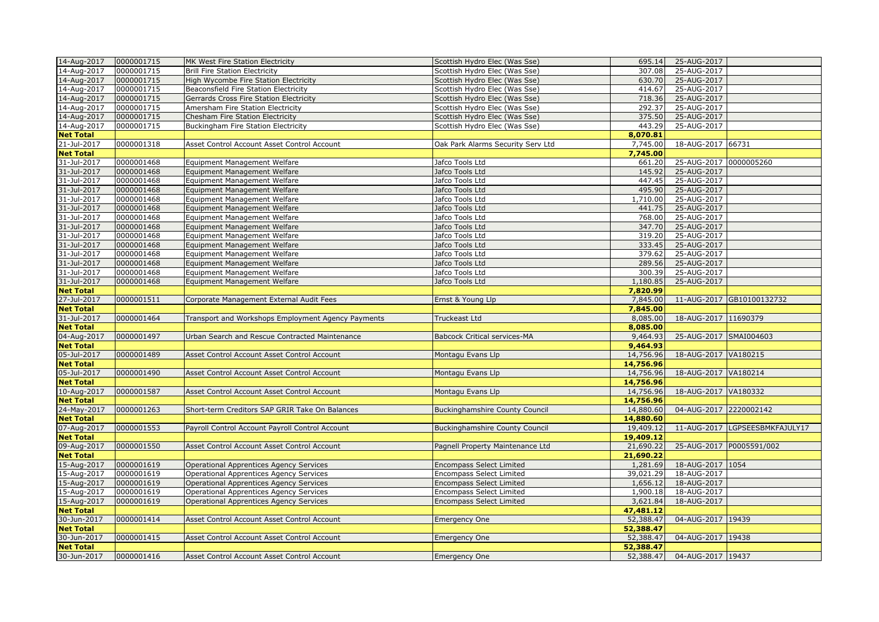| | | | | | | |
|---|---|---|---|---|---|---|
| 14-Aug-2017 | 0000001715 | MK West Fire Station Electricity | Scottish Hydro Elec (Was Sse) | 695.14 | 25-AUG-2017 | |
| 14-Aug-2017 | 0000001715 | Brill Fire Station Electricity | Scottish Hydro Elec (Was Sse) | 307.08 | 25-AUG-2017 | |
| 14-Aug-2017 | 0000001715 | High Wycombe Fire Station Electricity | Scottish Hydro Elec (Was Sse) | 630.70 | 25-AUG-2017 | |
| 14-Aug-2017 | 0000001715 | Beaconsfield Fire Station Electricity | Scottish Hydro Elec (Was Sse) | 414.67 | 25-AUG-2017 | |
| 14-Aug-2017 | 0000001715 | Gerrards Cross Fire Station Electricity | Scottish Hydro Elec (Was Sse) | 718.36 | 25-AUG-2017 | |
| 14-Aug-2017 | 0000001715 | Amersham Fire Station Electricity | Scottish Hydro Elec (Was Sse) | 292.37 | 25-AUG-2017 | |
| 14-Aug-2017 | 0000001715 | Chesham Fire Station Electricity | Scottish Hydro Elec (Was Sse) | 375.50 | 25-AUG-2017 | |
| 14-Aug-2017 | 0000001715 | Buckingham Fire Station Electricity | Scottish Hydro Elec (Was Sse) | 443.29 | 25-AUG-2017 | |
| **Net Total** | | | | **8,070.81** | | |
| 21-Jul-2017 | 0000001318 | Asset Control Account Asset Control Account | Oak Park Alarms Security Serv Ltd | 7,745.00 | 18-AUG-2017 | 66731 |
| **Net Total** | | | | **7,745.00** | | |
| 31-Jul-2017 | 0000001468 | Equipment Management Welfare | Jafco Tools Ltd | 661.20 | 25-AUG-2017 | 0000005260 |
| 31-Jul-2017 | 0000001468 | Equipment Management Welfare | Jafco Tools Ltd | 145.92 | 25-AUG-2017 | |
| 31-Jul-2017 | 0000001468 | Equipment Management Welfare | Jafco Tools Ltd | 447.45 | 25-AUG-2017 | |
| 31-Jul-2017 | 0000001468 | Equipment Management Welfare | Jafco Tools Ltd | 495.90 | 25-AUG-2017 | |
| 31-Jul-2017 | 0000001468 | Equipment Management Welfare | Jafco Tools Ltd | 1,710.00 | 25-AUG-2017 | |
| 31-Jul-2017 | 0000001468 | Equipment Management Welfare | Jafco Tools Ltd | 441.75 | 25-AUG-2017 | |
| 31-Jul-2017 | 0000001468 | Equipment Management Welfare | Jafco Tools Ltd | 768.00 | 25-AUG-2017 | |
| 31-Jul-2017 | 0000001468 | Equipment Management Welfare | Jafco Tools Ltd | 347.70 | 25-AUG-2017 | |
| 31-Jul-2017 | 0000001468 | Equipment Management Welfare | Jafco Tools Ltd | 319.20 | 25-AUG-2017 | |
| 31-Jul-2017 | 0000001468 | Equipment Management Welfare | Jafco Tools Ltd | 333.45 | 25-AUG-2017 | |
| 31-Jul-2017 | 0000001468 | Equipment Management Welfare | Jafco Tools Ltd | 379.62 | 25-AUG-2017 | |
| 31-Jul-2017 | 0000001468 | Equipment Management Welfare | Jafco Tools Ltd | 289.56 | 25-AUG-2017 | |
| 31-Jul-2017 | 0000001468 | Equipment Management Welfare | Jafco Tools Ltd | 300.39 | 25-AUG-2017 | |
| 31-Jul-2017 | 0000001468 | Equipment Management Welfare | Jafco Tools Ltd | 1,180.85 | 25-AUG-2017 | |
| **Net Total** | | | | **7,820.99** | | |
| 27-Jul-2017 | 0000001511 | Corporate Management External Audit Fees | Ernst & Young Llp | 7,845.00 | 11-AUG-2017 | GB10100132732 |
| **Net Total** | | | | **7,845.00** | | |
| 31-Jul-2017 | 0000001464 | Transport and Workshops Employment Agency Payments | Truckeast Ltd | 8,085.00 | 18-AUG-2017 | 11690379 |
| **Net Total** | | | | **8,085.00** | | |
| 04-Aug-2017 | 0000001497 | Urban Search and Rescue Contracted Maintenance | Babcock Critical services-MA | 9,464.93 | 25-AUG-2017 | SMAI004603 |
| **Net Total** | | | | **9,464.93** | | |
| 05-Jul-2017 | 0000001489 | Asset Control Account Asset Control Account | Montagu Evans Llp | 14,756.96 | 18-AUG-2017 | VA180215 |
| **Net Total** | | | | **14,756.96** | | |
| 05-Jul-2017 | 0000001490 | Asset Control Account Asset Control Account | Montagu Evans Llp | 14,756.96 | 18-AUG-2017 | VA180214 |
| **Net Total** | | | | **14,756.96** | | |
| 10-Aug-2017 | 0000001587 | Asset Control Account Asset Control Account | Montagu Evans Llp | 14,756.96 | 18-AUG-2017 | VA180332 |
| **Net Total** | | | | **14,756.96** | | |
| 24-May-2017 | 0000001263 | Short-term Creditors SAP GRIR Take On Balances | Buckinghamshire County Council | 14,880.60 | 04-AUG-2017 | 2220002142 |
| **Net Total** | | | | **14,880.60** | | |
| 07-Aug-2017 | 0000001553 | Payroll Control Account Payroll Control Account | Buckinghamshire County Council | 19,409.12 | 11-AUG-2017 | LGPSEESBMKFAJULY17 |
| **Net Total** | | | | **19,409.12** | | |
| 09-Aug-2017 | 0000001550 | Asset Control Account Asset Control Account | Pagnell Property Maintenance Ltd | 21,690.22 | 25-AUG-2017 | P0005591/002 |
| **Net Total** | | | | **21,690.22** | | |
| 15-Aug-2017 | 0000001619 | Operational Apprentices Agency Services | Encompass Select Limited | 1,281.69 | 18-AUG-2017 | 1054 |
| 15-Aug-2017 | 0000001619 | Operational Apprentices Agency Services | Encompass Select Limited | 39,021.29 | 18-AUG-2017 | |
| 15-Aug-2017 | 0000001619 | Operational Apprentices Agency Services | Encompass Select Limited | 1,656.12 | 18-AUG-2017 | |
| 15-Aug-2017 | 0000001619 | Operational Apprentices Agency Services | Encompass Select Limited | 1,900.18 | 18-AUG-2017 | |
| 15-Aug-2017 | 0000001619 | Operational Apprentices Agency Services | Encompass Select Limited | 3,621.84 | 18-AUG-2017 | |
| **Net Total** | | | | **47,481.12** | | |
| 30-Jun-2017 | 0000001414 | Asset Control Account Asset Control Account | Emergency One | 52,388.47 | 04-AUG-2017 | 19439 |
| **Net Total** | | | | **52,388.47** | | |
| 30-Jun-2017 | 0000001415 | Asset Control Account Asset Control Account | Emergency One | 52,388.47 | 04-AUG-2017 | 19438 |
| **Net Total** | | | | **52,388.47** | | |
| 30-Jun-2017 | 0000001416 | Asset Control Account Asset Control Account | Emergency One | 52,388.47 | 04-AUG-2017 | 19437 |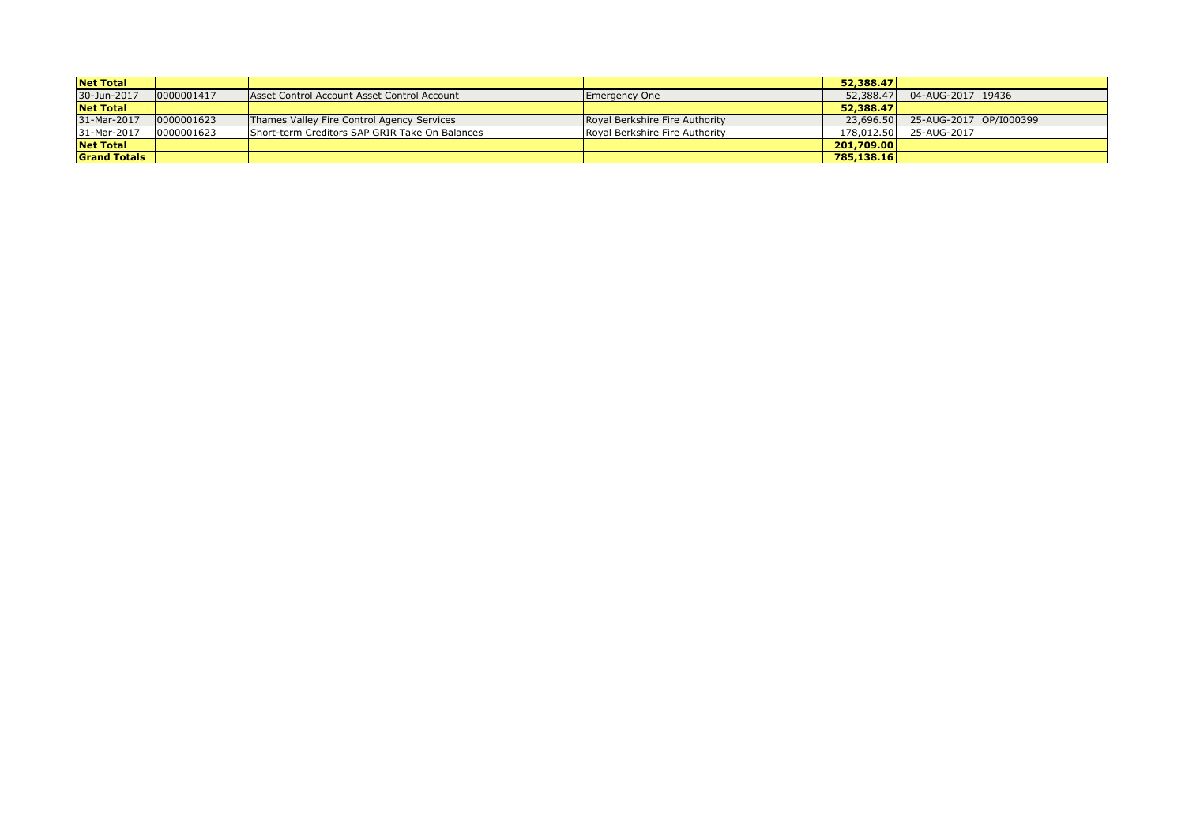| | | | | | | |
|---|---|---|---|---|---|---|
| **Net Total** | | | | **52,388.47** | | |
| 30-Jun-2017 | 0000001417 | Asset Control Account Asset Control Account | Emergency One | 52,388.47 | 04-AUG-2017 | 19436 |
| **Net Total** | | | | **52,388.47** | | |
| 31-Mar-2017 | 0000001623 | Thames Valley Fire Control Agency Services | Royal Berkshire Fire Authority | 23,696.50 | 25-AUG-2017 | OP/I000399 |
| 31-Mar-2017 | 0000001623 | Short-term Creditors SAP GRIR Take On Balances | Royal Berkshire Fire Authority | 178,012.50 | 25-AUG-2017 | |
| **Net Total** | | | | **201,709.00** | | |
| **Grand Totals** | | | | **785,138.16** | | |